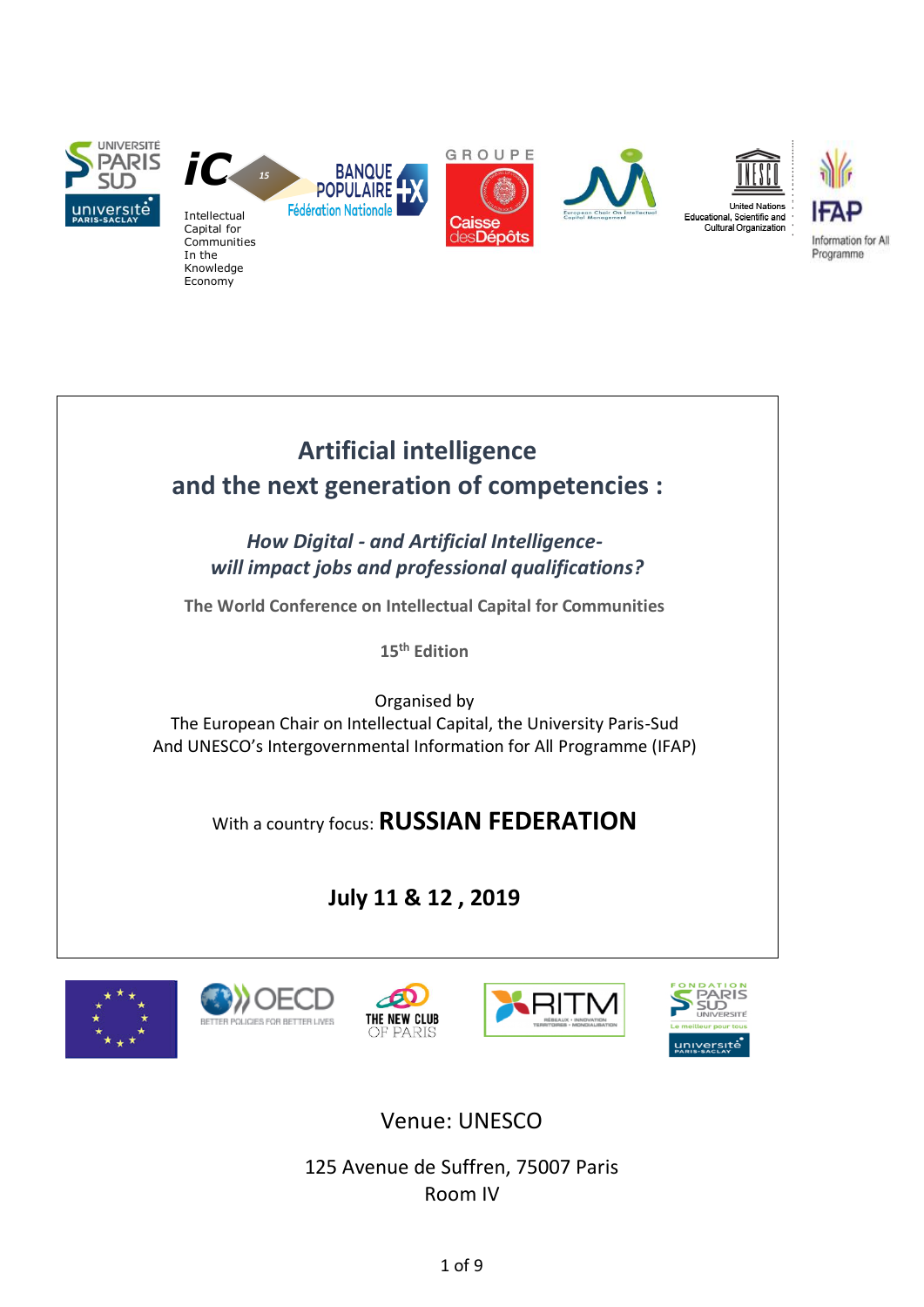# Artificial intelligence and the next generation of competencies :

## *How Digital - and Artificial Intelligence- will impact jobs and professional qualifications?*

**The World Conference on Intellectual Capital for Communities**

**15th Edition**

Organised by
The European Chair on Intellectual Capital, the University Paris-Sud
And UNESCO's Intergovernmental Information for All Programme (IFAP)

With a country focus: **RUSSIAN FEDERATION**

**July 11 & 12 , 2019**

Venue: UNESCO

125 Avenue de Suffren, 75007 Paris
Room IV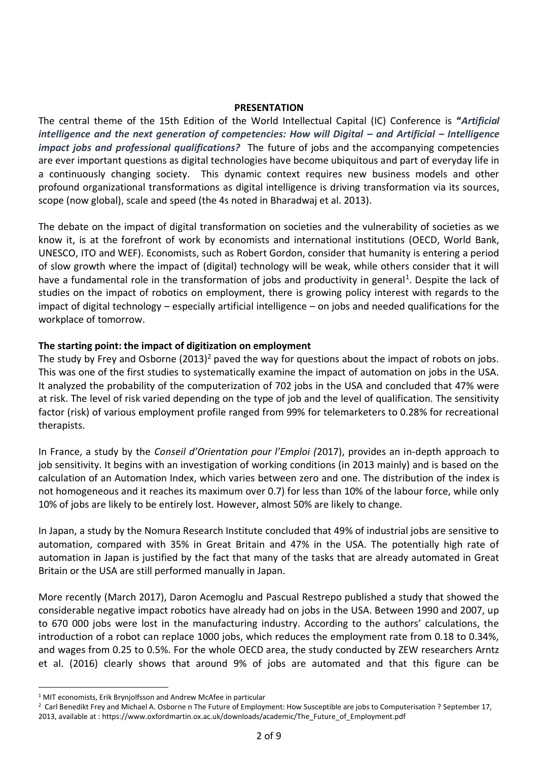## PRESENTATION

The central theme of the 15th Edition of the World Intellectual Capital (IC) Conference is **"*Artificial intelligence and the next generation of competencies: How will Digital – and Artificial – Intelligence impact jobs and professional qualifications?*** The future of jobs and the accompanying competencies are ever important questions as digital technologies have become ubiquitous and part of everyday life in a continuously changing society. This dynamic context requires new business models and other profound organizational transformations as digital intelligence is driving transformation via its sources, scope (now global), scale and speed (the 4s noted in Bharadwaj et al. 2013).

The debate on the impact of digital transformation on societies and the vulnerability of societies as we know it, is at the forefront of work by economists and international institutions (OECD, World Bank, UNESCO, ITO and WEF). Economists, such as Robert Gordon, consider that humanity is entering a period of slow growth where the impact of (digital) technology will be weak, while others consider that it will have a fundamental role in the transformation of jobs and productivity in general[1]. Despite the lack of studies on the impact of robotics on employment, there is growing policy interest with regards to the impact of digital technology – especially artificial intelligence – on jobs and needed qualifications for the workplace of tomorrow.

### The starting point: the impact of digitization on employment

The study by Frey and Osborne (2013)[2] paved the way for questions about the impact of robots on jobs. This was one of the first studies to systematically examine the impact of automation on jobs in the USA. It analyzed the probability of the computerization of 702 jobs in the USA and concluded that 47% were at risk. The level of risk varied depending on the type of job and the level of qualification. The sensitivity factor (risk) of various employment profile ranged from 99% for telemarketers to 0.28% for recreational therapists.

In France, a study by the *Conseil d'Orientation pour l'Emploi (*2017), provides an in-depth approach to job sensitivity. It begins with an investigation of working conditions (in 2013 mainly) and is based on the calculation of an Automation Index, which varies between zero and one. The distribution of the index is not homogeneous and it reaches its maximum over 0.7) for less than 10% of the labour force, while only 10% of jobs are likely to be entirely lost. However, almost 50% are likely to change.

In Japan, a study by the Nomura Research Institute concluded that 49% of industrial jobs are sensitive to automation, compared with 35% in Great Britain and 47% in the USA. The potentially high rate of automation in Japan is justified by the fact that many of the tasks that are already automated in Great Britain or the USA are still performed manually in Japan.

More recently (March 2017), Daron Acemoglu and Pascual Restrepo published a study that showed the considerable negative impact robotics have already had on jobs in the USA. Between 1990 and 2007, up to 670 000 jobs were lost in the manufacturing industry. According to the authors' calculations, the introduction of a robot can replace 1000 jobs, which reduces the employment rate from 0.18 to 0.34%, and wages from 0.25 to 0.5%. For the whole OECD area, the study conducted by ZEW researchers Arntz et al. (2016) clearly shows that around 9% of jobs are automated and that this figure can be

[1] MIT economists, Erik Brynjolfsson and Andrew McAfee in particular

[2] Carl Benedikt Frey and Michael A. Osborne n The Future of Employment: How Susceptible are jobs to Computerisation ? September 17, 2013, available at : https://www.oxfordmartin.ox.ac.uk/downloads/academic/The_Future_of_Employment.pdf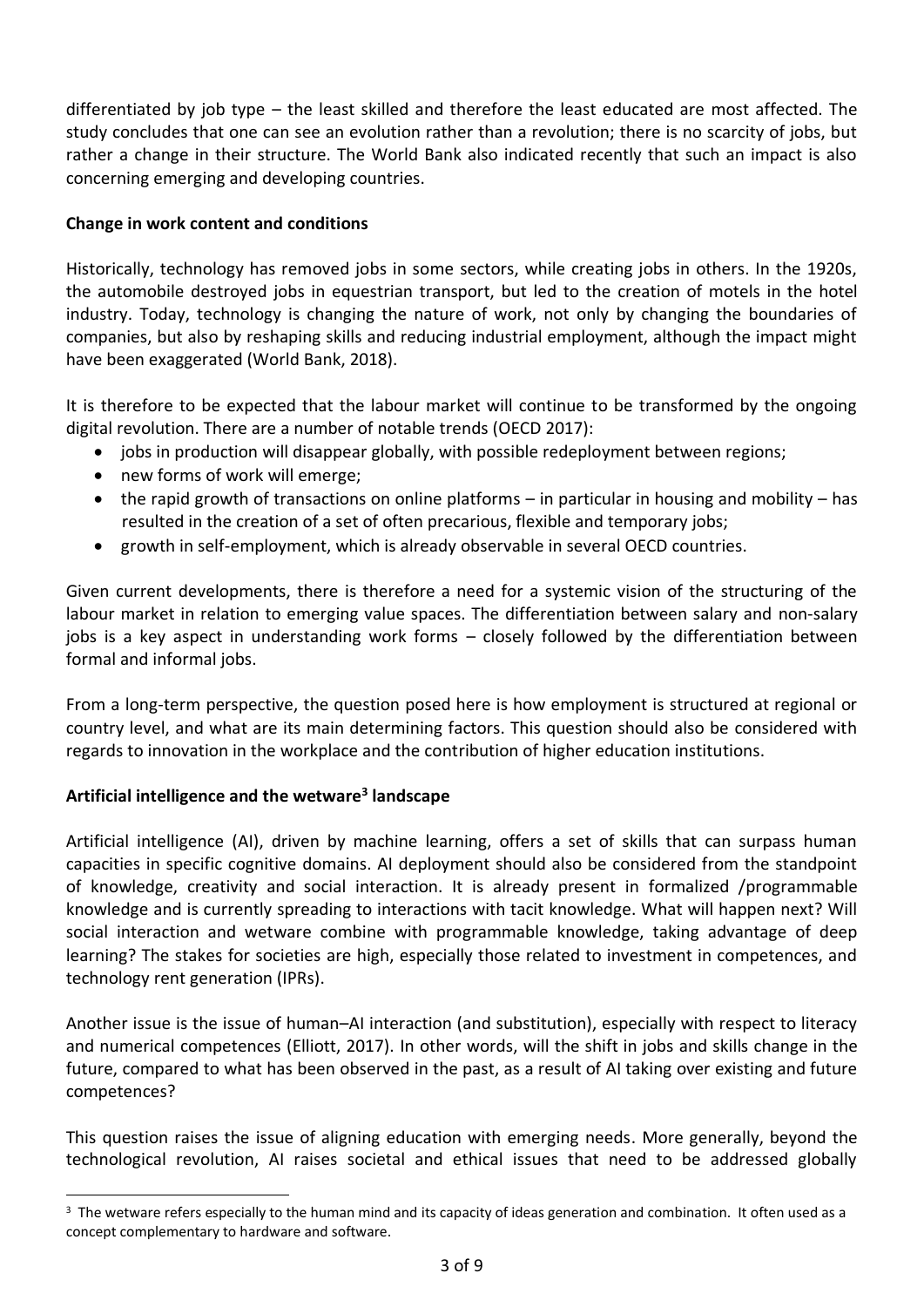differentiated by job type – the least skilled and therefore the least educated are most affected. The study concludes that one can see an evolution rather than a revolution; there is no scarcity of jobs, but rather a change in their structure. The World Bank also indicated recently that such an impact is also concerning emerging and developing countries.

**Change in work content and conditions**

Historically, technology has removed jobs in some sectors, while creating jobs in others. In the 1920s, the automobile destroyed jobs in equestrian transport, but led to the creation of motels in the hotel industry. Today, technology is changing the nature of work, not only by changing the boundaries of companies, but also by reshaping skills and reducing industrial employment, although the impact might have been exaggerated (World Bank, 2018).

It is therefore to be expected that the labour market will continue to be transformed by the ongoing digital revolution. There are a number of notable trends (OECD 2017):

- jobs in production will disappear globally, with possible redeployment between regions;
- new forms of work will emerge;
- the rapid growth of transactions on online platforms – in particular in housing and mobility – has resulted in the creation of a set of often precarious, flexible and temporary jobs;
- growth in self-employment, which is already observable in several OECD countries.

Given current developments, there is therefore a need for a systemic vision of the structuring of the labour market in relation to emerging value spaces. The differentiation between salary and non-salary jobs is a key aspect in understanding work forms – closely followed by the differentiation between formal and informal jobs.

From a long-term perspective, the question posed here is how employment is structured at regional or country level, and what are its main determining factors. This question should also be considered with regards to innovation in the workplace and the contribution of higher education institutions.

**Artificial intelligence and the wetware[3] landscape**

Artificial intelligence (AI), driven by machine learning, offers a set of skills that can surpass human capacities in specific cognitive domains. AI deployment should also be considered from the standpoint of knowledge, creativity and social interaction. It is already present in formalized /programmable knowledge and is currently spreading to interactions with tacit knowledge. What will happen next? Will social interaction and wetware combine with programmable knowledge, taking advantage of deep learning? The stakes for societies are high, especially those related to investment in competences, and technology rent generation (IPRs).

Another issue is the issue of human–AI interaction (and substitution), especially with respect to literacy and numerical competences (Elliott, 2017). In other words, will the shift in jobs and skills change in the future, compared to what has been observed in the past, as a result of AI taking over existing and future competences?

This question raises the issue of aligning education with emerging needs. More generally, beyond the technological revolution, AI raises societal and ethical issues that need to be addressed globally

[3] The wetware refers especially to the human mind and its capacity of ideas generation and combination. It often used as a concept complementary to hardware and software.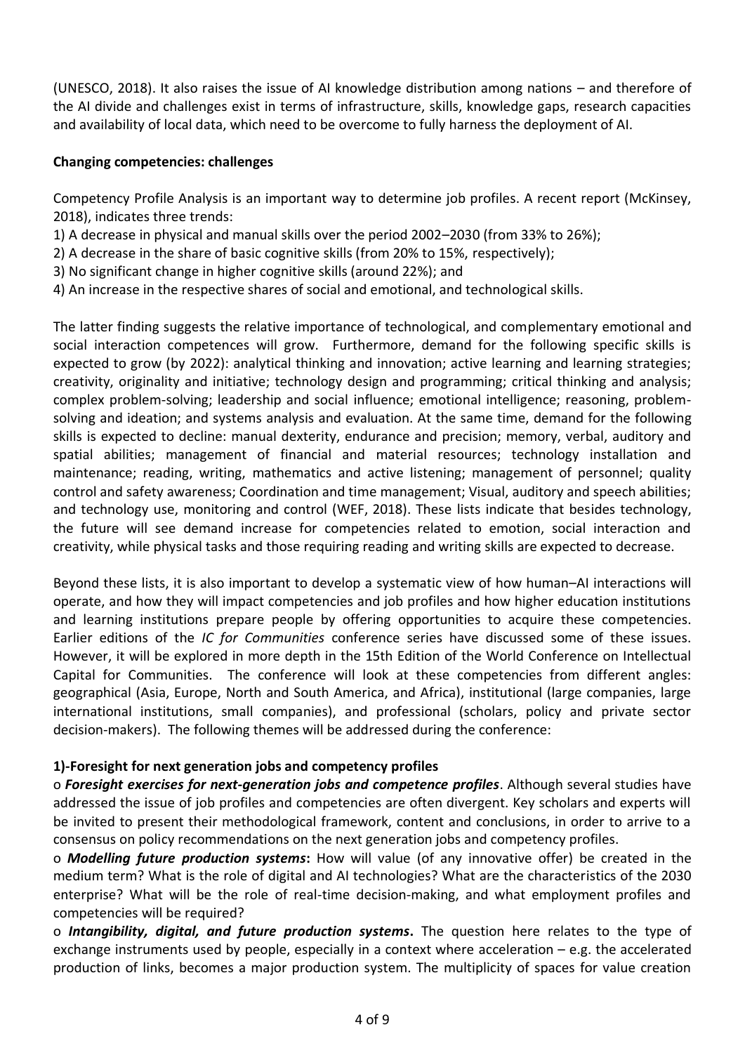(UNESCO, 2018). It also raises the issue of AI knowledge distribution among nations – and therefore of the AI divide and challenges exist in terms of infrastructure, skills, knowledge gaps, research capacities and availability of local data, which need to be overcome to fully harness the deployment of AI.

**Changing competencies: challenges**

Competency Profile Analysis is an important way to determine job profiles. A recent report (McKinsey, 2018), indicates three trends:

1) A decrease in physical and manual skills over the period 2002–2030 (from 33% to 26%);
2) A decrease in the share of basic cognitive skills (from 20% to 15%, respectively);
3) No significant change in higher cognitive skills (around 22%); and
4) An increase in the respective shares of social and emotional, and technological skills.

The latter finding suggests the relative importance of technological, and complementary emotional and social interaction competences will grow. Furthermore, demand for the following specific skills is expected to grow (by 2022): analytical thinking and innovation; active learning and learning strategies; creativity, originality and initiative; technology design and programming; critical thinking and analysis; complex problem-solving; leadership and social influence; emotional intelligence; reasoning, problem-solving and ideation; and systems analysis and evaluation. At the same time, demand for the following skills is expected to decline: manual dexterity, endurance and precision; memory, verbal, auditory and spatial abilities; management of financial and material resources; technology installation and maintenance; reading, writing, mathematics and active listening; management of personnel; quality control and safety awareness; Coordination and time management; Visual, auditory and speech abilities; and technology use, monitoring and control (WEF, 2018). These lists indicate that besides technology, the future will see demand increase for competencies related to emotion, social interaction and creativity, while physical tasks and those requiring reading and writing skills are expected to decrease.

Beyond these lists, it is also important to develop a systematic view of how human–AI interactions will operate, and how they will impact competencies and job profiles and how higher education institutions and learning institutions prepare people by offering opportunities to acquire these competencies. Earlier editions of the *IC for Communities* conference series have discussed some of these issues. However, it will be explored in more depth in the 15th Edition of the World Conference on Intellectual Capital for Communities. The conference will look at these competencies from different angles: geographical (Asia, Europe, North and South America, and Africa), institutional (large companies, large international institutions, small companies), and professional (scholars, policy and private sector decision-makers). The following themes will be addressed during the conference:

**1)-Foresight for next generation jobs and competency profiles**

o ***Foresight exercises for next-generation jobs and competence profiles***. Although several studies have addressed the issue of job profiles and competencies are often divergent. Key scholars and experts will be invited to present their methodological framework, content and conclusions, in order to arrive to a consensus on policy recommendations on the next generation jobs and competency profiles.

o ***Modelling future production systems*:** How will value (of any innovative offer) be created in the medium term? What is the role of digital and AI technologies? What are the characteristics of the 2030 enterprise? What will be the role of real-time decision-making, and what employment profiles and competencies will be required?

o ***Intangibility, digital, and future production systems*.** The question here relates to the type of exchange instruments used by people, especially in a context where acceleration – e.g. the accelerated production of links, becomes a major production system. The multiplicity of spaces for value creation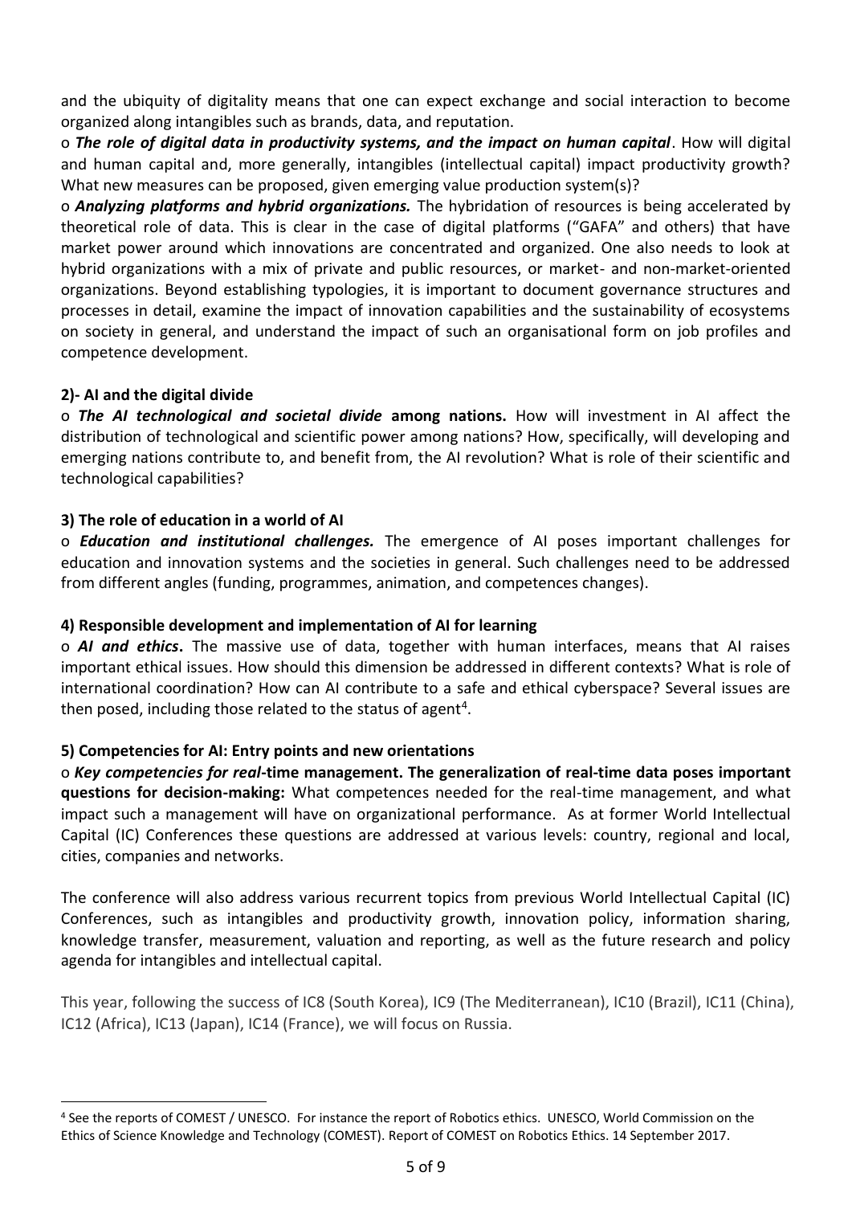and the ubiquity of digitality means that one can expect exchange and social interaction to become organized along intangibles such as brands, data, and reputation.

o ***The role of digital data in productivity systems, and the impact on human capital***. How will digital and human capital and, more generally, intangibles (intellectual capital) impact productivity growth? What new measures can be proposed, given emerging value production system(s)?

o ***Analyzing platforms and hybrid organizations.*** The hybridation of resources is being accelerated by theoretical role of data. This is clear in the case of digital platforms ("GAFA" and others) that have market power around which innovations are concentrated and organized. One also needs to look at hybrid organizations with a mix of private and public resources, or market- and non-market-oriented organizations. Beyond establishing typologies, it is important to document governance structures and processes in detail, examine the impact of innovation capabilities and the sustainability of ecosystems on society in general, and understand the impact of such an organisational form on job profiles and competence development.

**2)- AI and the digital divide**

o ***The AI technological and societal divide* among nations.** How will investment in AI affect the distribution of technological and scientific power among nations? How, specifically, will developing and emerging nations contribute to, and benefit from, the AI revolution? What is role of their scientific and technological capabilities?

**3) The role of education in a world of AI**

o ***Education and institutional challenges.*** The emergence of AI poses important challenges for education and innovation systems and the societies in general. Such challenges need to be addressed from different angles (funding, programmes, animation, and competences changes).

**4) Responsible development and implementation of AI for learning**

o ***AI and ethics*.** The massive use of data, together with human interfaces, means that AI raises important ethical issues. How should this dimension be addressed in different contexts? What is role of international coordination? How can AI contribute to a safe and ethical cyberspace? Several issues are then posed, including those related to the status of agent[4].

**5) Competencies for AI: Entry points and new orientations**

o ***Key competencies for real*-time management. The generalization of real-time data poses important questions for decision-making:** What competences needed for the real-time management, and what impact such a management will have on organizational performance. As at former World Intellectual Capital (IC) Conferences these questions are addressed at various levels: country, regional and local, cities, companies and networks.

The conference will also address various recurrent topics from previous World Intellectual Capital (IC) Conferences, such as intangibles and productivity growth, innovation policy, information sharing, knowledge transfer, measurement, valuation and reporting, as well as the future research and policy agenda for intangibles and intellectual capital.

This year, following the success of IC8 (South Korea), IC9 (The Mediterranean), IC10 (Brazil), IC11 (China), IC12 (Africa), IC13 (Japan), IC14 (France), we will focus on Russia.

---

[4] See the reports of COMEST / UNESCO. For instance the report of Robotics ethics. UNESCO, World Commission on the Ethics of Science Knowledge and Technology (COMEST). Report of COMEST on Robotics Ethics. 14 September 2017.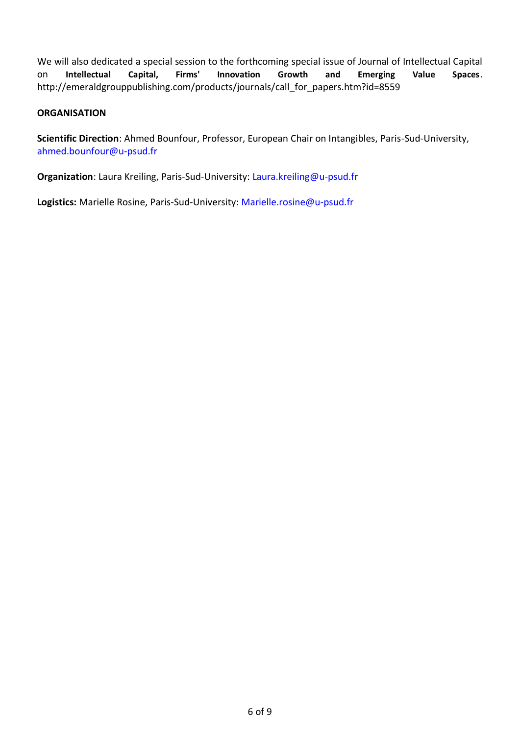We will also dedicated a special session to the forthcoming special issue of Journal of Intellectual Capital on **Intellectual Capital, Firms' Innovation Growth and Emerging Value Spaces**. http://emeraldgrouppublishing.com/products/journals/call_for_papers.htm?id=8559

**ORGANISATION**

**Scientific Direction**: Ahmed Bounfour, Professor, European Chair on Intangibles, Paris-Sud-University, ahmed.bounfour@u-psud.fr

**Organization**: Laura Kreiling, Paris-Sud-University: Laura.kreiling@u-psud.fr

**Logistics:** Marielle Rosine, Paris-Sud-University: Marielle.rosine@u-psud.fr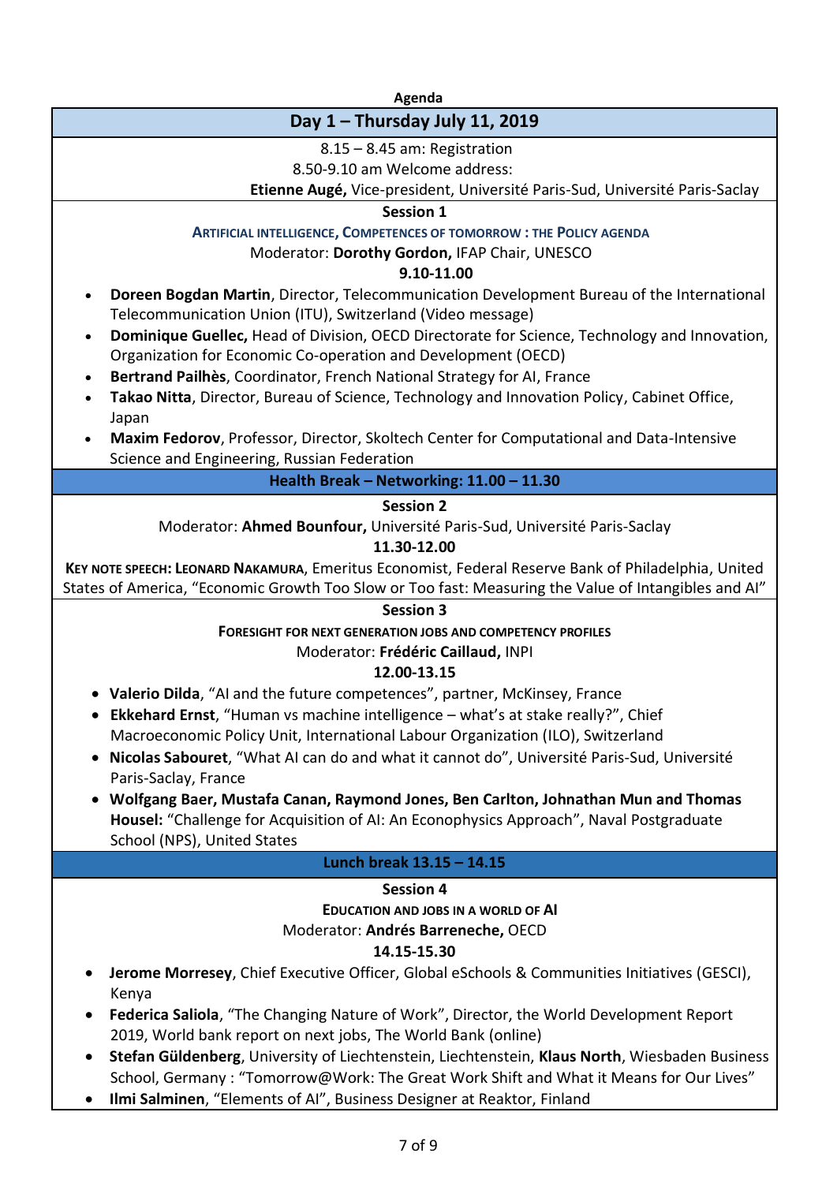Agenda

## Day 1 – Thursday July 11, 2019

8.15 – 8.45 am: Registration

8.50-9.10 am Welcome address:

**Etienne Augé,** Vice-president, Université Paris-Sud, Université Paris-Saclay

### Session 1

**ARTIFICIAL INTELLIGENCE, COMPETENCES OF TOMORROW : THE POLICY AGENDA**

Moderator: **Dorothy Gordon,** IFAP Chair, UNESCO

**9.10-11.00**

- **Doreen Bogdan Martin**, Director, Telecommunication Development Bureau of the International Telecommunication Union (ITU), Switzerland (Video message)
- **Dominique Guellec,** Head of Division, OECD Directorate for Science, Technology and Innovation, Organization for Economic Co-operation and Development (OECD)
- **Bertrand Pailhès**, Coordinator, French National Strategy for AI, France
- **Takao Nitta**, Director, Bureau of Science, Technology and Innovation Policy, Cabinet Office, Japan
- **Maxim Fedorov**, Professor, Director, Skoltech Center for Computational and Data-Intensive Science and Engineering, Russian Federation

**Health Break – Networking: 11.00 – 11.30**

### Session 2

Moderator: **Ahmed Bounfour,** Université Paris-Sud, Université Paris-Saclay

**11.30-12.00**

**KEY NOTE SPEECH: LEONARD NAKAMURA**, Emeritus Economist, Federal Reserve Bank of Philadelphia, United States of America, "Economic Growth Too Slow or Too fast: Measuring the Value of Intangibles and AI"

### Session 3

**FORESIGHT FOR NEXT GENERATION JOBS AND COMPETENCY PROFILES**

Moderator: **Frédéric Caillaud,** INPI

**12.00-13.15**

- **Valerio Dilda**, "AI and the future competences", partner, McKinsey, France
- **Ekkehard Ernst**, "Human vs machine intelligence – what's at stake really?", Chief Macroeconomic Policy Unit, International Labour Organization (ILO), Switzerland
- **Nicolas Sabouret**, "What AI can do and what it cannot do", Université Paris-Sud, Université Paris-Saclay, France
- **Wolfgang Baer, Mustafa Canan, Raymond Jones, Ben Carlton, Johnathan Mun and Thomas Housel:** "Challenge for Acquisition of AI: An Econophysics Approach", Naval Postgraduate School (NPS), United States

**Lunch break 13.15 – 14.15**

### Session 4

**EDUCATION AND JOBS IN A WORLD OF AI**

Moderator: **Andrés Barreneche,** OECD

**14.15-15.30**

- **Jerome Morresey**, Chief Executive Officer, Global eSchools & Communities Initiatives (GESCI), Kenya
- **Federica Saliola**, "The Changing Nature of Work", Director, the World Development Report 2019, World bank report on next jobs, The World Bank (online)
- **Stefan Güldenberg**, University of Liechtenstein, Liechtenstein, **Klaus North**, Wiesbaden Business School, Germany : "Tomorrow@Work: The Great Work Shift and What it Means for Our Lives"
- **Ilmi Salminen**, "Elements of AI", Business Designer at Reaktor, Finland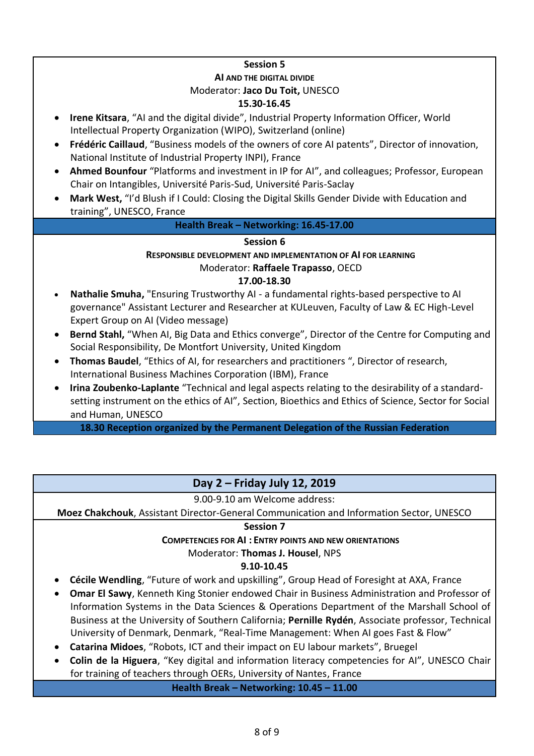**Session 5**

**AI AND THE DIGITAL DIVIDE**

Moderator: **Jaco Du Toit,** UNESCO

**15.30-16.45**

- **Irene Kitsara**, "AI and the digital divide", Industrial Property Information Officer, World Intellectual Property Organization (WIPO), Switzerland (online)
- **Frédéric Caillaud**, "Business models of the owners of core AI patents", Director of innovation, National Institute of Industrial Property INPI), France
- **Ahmed Bounfour** "Platforms and investment in IP for AI", and colleagues; Professor, European Chair on Intangibles, Université Paris-Sud, Université Paris-Saclay
- **Mark West,** "I'd Blush if I Could: Closing the Digital Skills Gender Divide with Education and training", UNESCO, France

**Health Break – Networking: 16.45-17.00**

**Session 6**

**RESPONSIBLE DEVELOPMENT AND IMPLEMENTATION OF AI FOR LEARNING**

Moderator: **Raffaele Trapasso**, OECD

**17.00-18.30**

- **Nathalie Smuha,** "Ensuring Trustworthy AI - a fundamental rights-based perspective to AI governance" Assistant Lecturer and Researcher at KULeuven, Faculty of Law & EC High-Level Expert Group on AI (Video message)
- **Bernd Stahl,** "When AI, Big Data and Ethics converge", Director of the Centre for Computing and Social Responsibility, De Montfort University, United Kingdom
- **Thomas Baudel**, "Ethics of AI, for researchers and practitioners ", Director of research, International Business Machines Corporation (IBM), France
- **Irina Zoubenko-Laplante** "Technical and legal aspects relating to the desirability of a standard-setting instrument on the ethics of AI", Section, Bioethics and Ethics of Science, Sector for Social and Human, UNESCO

**18.30 Reception organized by the Permanent Delegation of the Russian Federation**

## Day 2 – Friday July 12, 2019

9.00-9.10 am Welcome address:

**Moez Chakchouk**, Assistant Director-General Communication and Information Sector, UNESCO

**Session 7**

**COMPETENCIES FOR AI : ENTRY POINTS AND NEW ORIENTATIONS**

Moderator: **Thomas J. Housel**, NPS

**9.10-10.45**

- **Cécile Wendling**, "Future of work and upskilling", Group Head of Foresight at AXA, France
- **Omar El Sawy**, Kenneth King Stonier endowed Chair in Business Administration and Professor of Information Systems in the Data Sciences & Operations Department of the Marshall School of Business at the University of Southern California; **Pernille Rydén**, Associate professor, Technical University of Denmark, Denmark, "Real-Time Management: When AI goes Fast & Flow"
- **Catarina Midoes**, "Robots, ICT and their impact on EU labour markets", Bruegel
- **Colin de la Higuera**, "Key digital and information literacy competencies for AI", UNESCO Chair for training of teachers through OERs, University of Nantes, France

**Health Break – Networking: 10.45 – 11.00**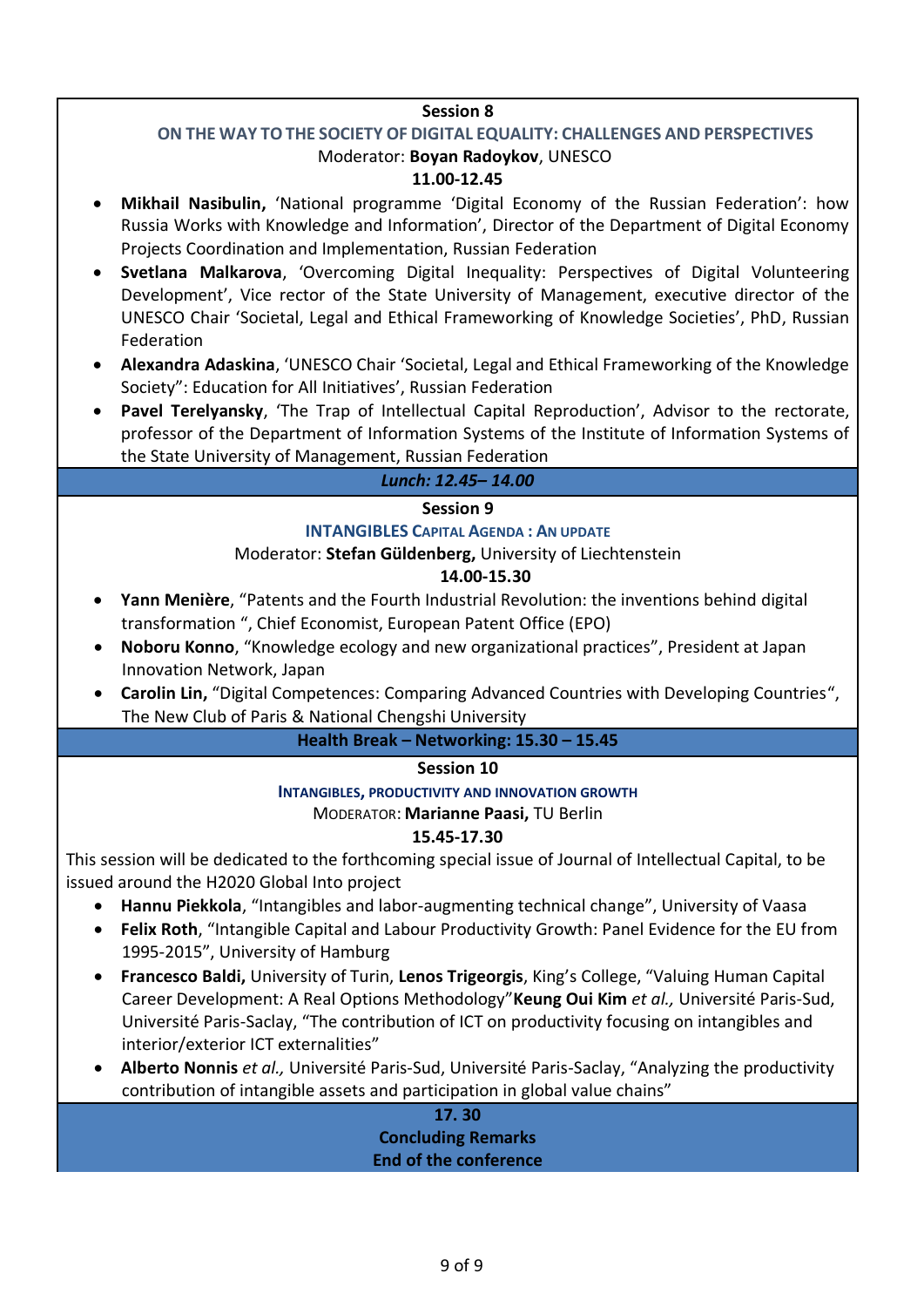**Session 8**

**ON THE WAY TO THE SOCIETY OF DIGITAL EQUALITY: CHALLENGES AND PERSPECTIVES**

Moderator: **Boyan Radoykov**, UNESCO

**11.00-12.45**

- **Mikhail Nasibulin,** 'National programme 'Digital Economy of the Russian Federation': how Russia Works with Knowledge and Information', Director of the Department of Digital Economy Projects Coordination and Implementation, Russian Federation
- **Svetlana Malkarova**, 'Overcoming Digital Inequality: Perspectives of Digital Volunteering Development', Vice rector of the State University of Management, executive director of the UNESCO Chair 'Societal, Legal and Ethical Frameworking of Knowledge Societies', PhD, Russian Federation
- **Alexandra Adaskina**, 'UNESCO Chair 'Societal, Legal and Ethical Frameworking of the Knowledge Society": Education for All Initiatives', Russian Federation
- **Pavel Terelyansky**, 'The Trap of Intellectual Capital Reproduction', Advisor to the rectorate, professor of the Department of Information Systems of the Institute of Information Systems of the State University of Management, Russian Federation

***Lunch: 12.45– 14.00***

**Session 9**

**INTANGIBLES CAPITAL AGENDA : AN UPDATE**

Moderator: **Stefan Güldenberg,** University of Liechtenstein

**14.00-15.30**

- **Yann Menière**, "Patents and the Fourth Industrial Revolution: the inventions behind digital transformation ", Chief Economist, European Patent Office (EPO)
- **Noboru Konno**, "Knowledge ecology and new organizational practices", President at Japan Innovation Network, Japan
- **Carolin Lin,** "Digital Competences: Comparing Advanced Countries with Developing Countries", The New Club of Paris & National Chengshi University

**Health Break – Networking: 15.30 – 15.45**

**Session 10**

**INTANGIBLES, PRODUCTIVITY AND INNOVATION GROWTH**

MODERATOR: **Marianne Paasi,** TU Berlin

**15.45-17.30**

This session will be dedicated to the forthcoming special issue of Journal of Intellectual Capital, to be issued around the H2020 Global Into project

- **Hannu Piekkola**, "Intangibles and labor-augmenting technical change", University of Vaasa
- **Felix Roth**, "Intangible Capital and Labour Productivity Growth: Panel Evidence for the EU from 1995-2015", University of Hamburg
- **Francesco Baldi,** University of Turin, **Lenos Trigeorgis**, King's College, "Valuing Human Capital Career Development: A Real Options Methodology"**Keung Oui Kim** *et al.,* Université Paris-Sud, Université Paris-Saclay, "The contribution of ICT on productivity focusing on intangibles and interior/exterior ICT externalities"
- **Alberto Nonnis** *et al.,* Université Paris-Sud, Université Paris-Saclay, "Analyzing the productivity contribution of intangible assets and participation in global value chains"

**17. 30**

**Concluding Remarks**

**End of the conference**